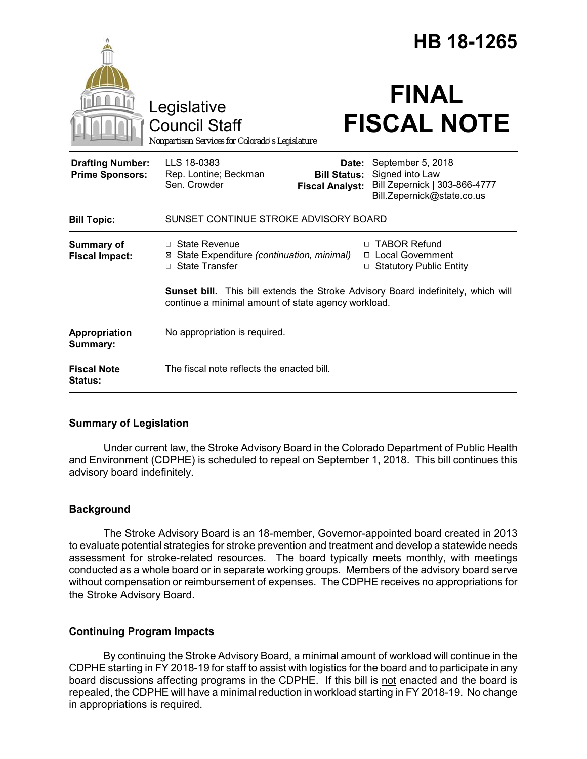# HB 18-1265

Legislative Council Staff
Nonpartisan Services for Colorado's Legislature

# FINAL FISCAL NOTE

| | | | |
|---|---|---|---|
| **Drafting Number:** | LLS 18-0383 | **Date:** | September 5, 2018 |
| **Prime Sponsors:** | Rep. Lontine; Beckman<br>Sen. Crowder | **Bill Status:** | Signed into Law |
| | | **Fiscal Analyst:** | Bill Zepernick \| 303-866-4777<br>Bill.Zepernick@state.co.us |

| | |
|---|---|
| **Bill Topic:** | SUNSET CONTINUE STROKE ADVISORY BOARD |
| **Summary of Fiscal Impact:** | ☐ State Revenue<br>☒ State Expenditure *(continuation, minimal)*<br>☐ State Transfer<br>☐ TABOR Refund<br>☐ Local Government<br>☐ Statutory Public Entity<br><br>**Sunset bill.** This bill extends the Stroke Advisory Board indefinitely, which will continue a minimal amount of state agency workload. |
| **Appropriation Summary:** | No appropriation is required. |
| **Fiscal Note Status:** | The fiscal note reflects the enacted bill. |

## Summary of Legislation

Under current law, the Stroke Advisory Board in the Colorado Department of Public Health and Environment (CDPHE) is scheduled to repeal on September 1, 2018. This bill continues this advisory board indefinitely.

## Background

The Stroke Advisory Board is an 18-member, Governor-appointed board created in 2013 to evaluate potential strategies for stroke prevention and treatment and develop a statewide needs assessment for stroke-related resources. The board typically meets monthly, with meetings conducted as a whole board or in separate working groups. Members of the advisory board serve without compensation or reimbursement of expenses. The CDPHE receives no appropriations for the Stroke Advisory Board.

## Continuing Program Impacts

By continuing the Stroke Advisory Board, a minimal amount of workload will continue in the CDPHE starting in FY 2018-19 for staff to assist with logistics for the board and to participate in any board discussions affecting programs in the CDPHE. If this bill is not enacted and the board is repealed, the CDPHE will have a minimal reduction in workload starting in FY 2018-19. No change in appropriations is required.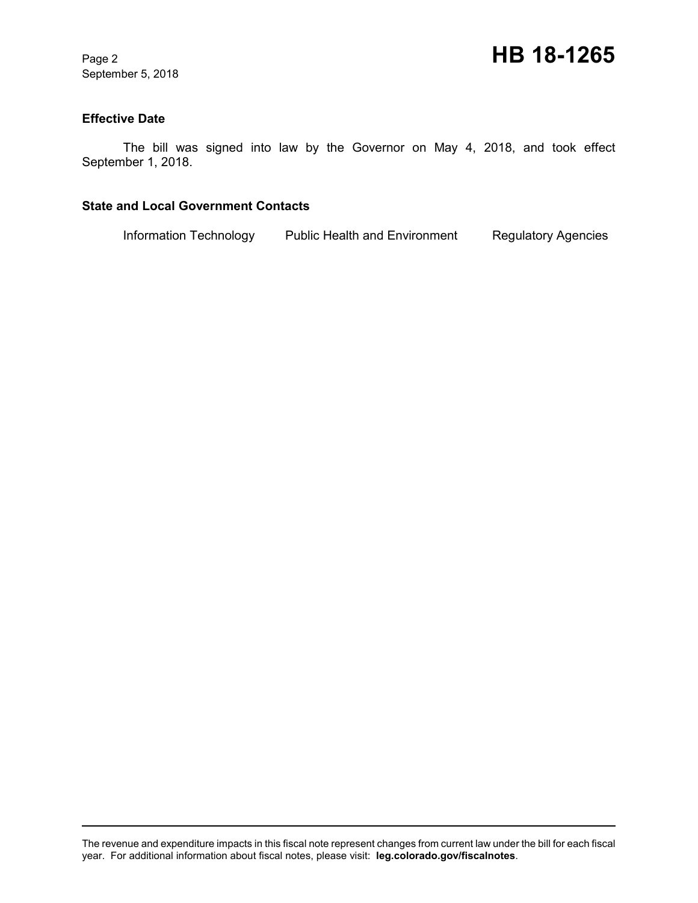## Effective Date

The bill was signed into law by the Governor on May 4, 2018, and took effect September 1, 2018.

## State and Local Government Contacts

Information Technology    Public Health and Environment    Regulatory Agencies

The revenue and expenditure impacts in this fiscal note represent changes from current law under the bill for each fiscal year. For additional information about fiscal notes, please visit: **leg.colorado.gov/fiscalnotes**.